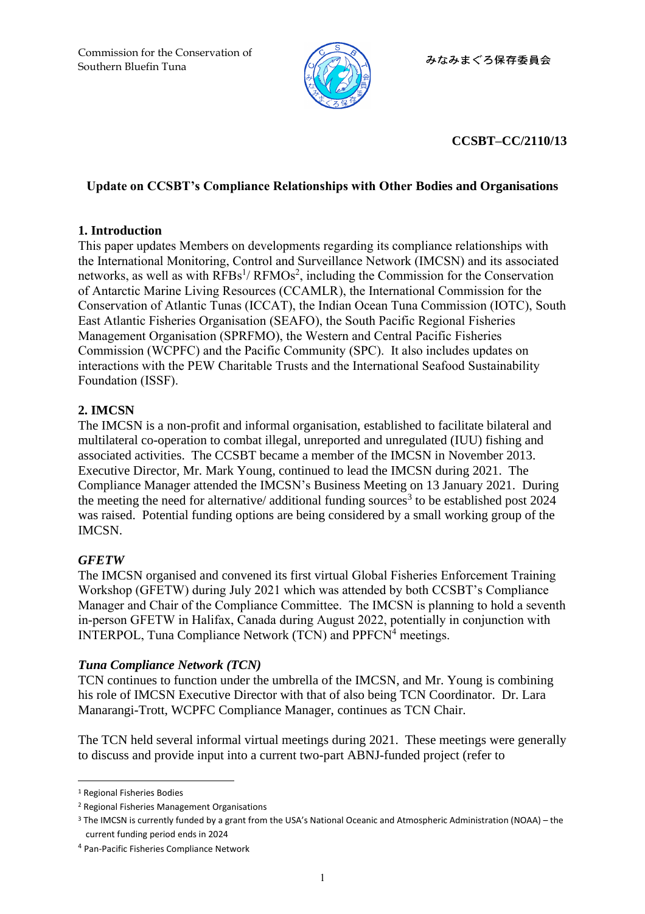Commission for the Conservation of Southern Bluefin Tuna

みなみまぐろ保存委員会

**CCSBT–CC/2110/13**

## Update on CCSBT's Compliance Relationships with Other Bodies and Organisations

### 1. Introduction

This paper updates Members on developments regarding its compliance relationships with the International Monitoring, Control and Surveillance Network (IMCSN) and its associated networks, as well as with RFBs[1]/ RFMOs[2], including the Commission for the Conservation of Antarctic Marine Living Resources (CCAMLR), the International Commission for the Conservation of Atlantic Tunas (ICCAT), the Indian Ocean Tuna Commission (IOTC), South East Atlantic Fisheries Organisation (SEAFO), the South Pacific Regional Fisheries Management Organisation (SPRFMO), the Western and Central Pacific Fisheries Commission (WCPFC) and the Pacific Community (SPC). It also includes updates on interactions with the PEW Charitable Trusts and the International Seafood Sustainability Foundation (ISSF).

### 2. IMCSN

The IMCSN is a non-profit and informal organisation, established to facilitate bilateral and multilateral co-operation to combat illegal, unreported and unregulated (IUU) fishing and associated activities. The CCSBT became a member of the IMCSN in November 2013. Executive Director, Mr. Mark Young, continued to lead the IMCSN during 2021. The Compliance Manager attended the IMCSN's Business Meeting on 13 January 2021. During the meeting the need for alternative/ additional funding sources[3] to be established post 2024 was raised. Potential funding options are being considered by a small working group of the IMCSN.

#### *GFETW*

The IMCSN organised and convened its first virtual Global Fisheries Enforcement Training Workshop (GFETW) during July 2021 which was attended by both CCSBT's Compliance Manager and Chair of the Compliance Committee. The IMCSN is planning to hold a seventh in-person GFETW in Halifax, Canada during August 2022, potentially in conjunction with INTERPOL, Tuna Compliance Network (TCN) and PPFCN[4] meetings.

#### *Tuna Compliance Network (TCN)*

TCN continues to function under the umbrella of the IMCSN, and Mr. Young is combining his role of IMCSN Executive Director with that of also being TCN Coordinator. Dr. Lara Manarangi-Trott, WCPFC Compliance Manager, continues as TCN Chair.

The TCN held several informal virtual meetings during 2021. These meetings were generally to discuss and provide input into a current two-part ABNJ-funded project (refer to

---

[1] Regional Fisheries Bodies

[2] Regional Fisheries Management Organisations

[3] The IMCSN is currently funded by a grant from the USA's National Oceanic and Atmospheric Administration (NOAA) – the current funding period ends in 2024

[4] Pan-Pacific Fisheries Compliance Network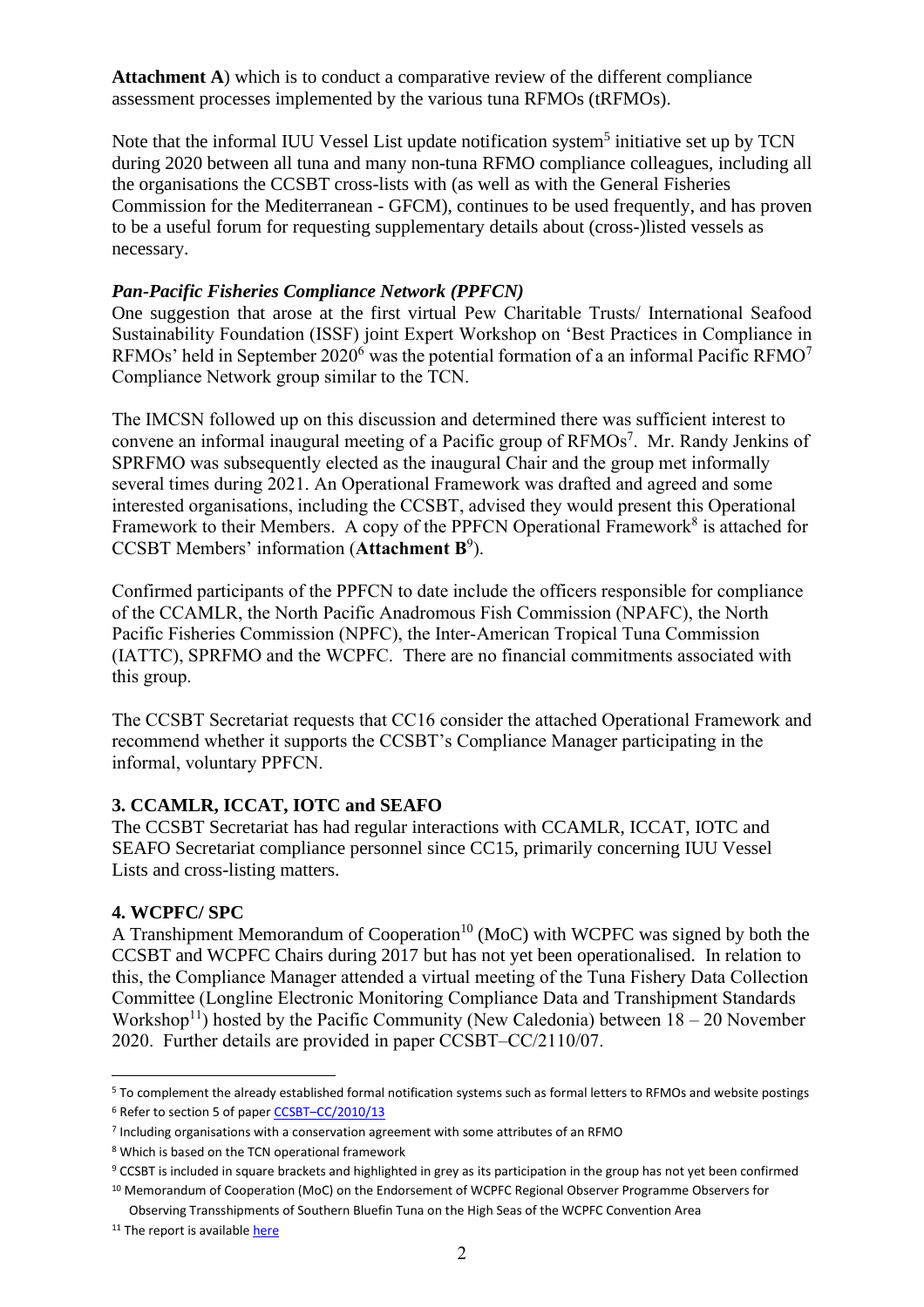**Attachment A**) which is to conduct a comparative review of the different compliance assessment processes implemented by the various tuna RFMOs (tRFMOs).

Note that the informal IUU Vessel List update notification system[5] initiative set up by TCN during 2020 between all tuna and many non-tuna RFMO compliance colleagues, including all the organisations the CCSBT cross-lists with (as well as with the General Fisheries Commission for the Mediterranean - GFCM), continues to be used frequently, and has proven to be a useful forum for requesting supplementary details about (cross-)listed vessels as necessary.

### *Pan-Pacific Fisheries Compliance Network (PPFCN)*

One suggestion that arose at the first virtual Pew Charitable Trusts/ International Seafood Sustainability Foundation (ISSF) joint Expert Workshop on 'Best Practices in Compliance in RFMOs' held in September 2020[6] was the potential formation of a an informal Pacific RFMO[7] Compliance Network group similar to the TCN.

The IMCSN followed up on this discussion and determined there was sufficient interest to convene an informal inaugural meeting of a Pacific group of RFMOs[7]. Mr. Randy Jenkins of SPRFMO was subsequently elected as the inaugural Chair and the group met informally several times during 2021. An Operational Framework was drafted and agreed and some interested organisations, including the CCSBT, advised they would present this Operational Framework to their Members. A copy of the PPFCN Operational Framework[8] is attached for CCSBT Members' information (**Attachment B**[9]).

Confirmed participants of the PPFCN to date include the officers responsible for compliance of the CCAMLR, the North Pacific Anadromous Fish Commission (NPAFC), the North Pacific Fisheries Commission (NPFC), the Inter-American Tropical Tuna Commission (IATTC), SPRFMO and the WCPFC. There are no financial commitments associated with this group.

The CCSBT Secretariat requests that CC16 consider the attached Operational Framework and recommend whether it supports the CCSBT's Compliance Manager participating in the informal, voluntary PPFCN.

## 3. CCAMLR, ICCAT, IOTC and SEAFO

The CCSBT Secretariat has had regular interactions with CCAMLR, ICCAT, IOTC and SEAFO Secretariat compliance personnel since CC15, primarily concerning IUU Vessel Lists and cross-listing matters.

## 4. WCPFC/ SPC

A Transhipment Memorandum of Cooperation[10] (MoC) with WCPFC was signed by both the CCSBT and WCPFC Chairs during 2017 but has not yet been operationalised. In relation to this, the Compliance Manager attended a virtual meeting of the Tuna Fishery Data Collection Committee (Longline Electronic Monitoring Compliance Data and Transhipment Standards Workshop[11]) hosted by the Pacific Community (New Caledonia) between 18 – 20 November 2020. Further details are provided in paper CCSBT–CC/2110/07.

---

[5] To complement the already established formal notification systems such as formal letters to RFMOs and website postings

[6] Refer to section 5 of paper CCSBT–CC/2010/13

[7] Including organisations with a conservation agreement with some attributes of an RFMO

[8] Which is based on the TCN operational framework

[9] CCSBT is included in square brackets and highlighted in grey as its participation in the group has not yet been confirmed

[10] Memorandum of Cooperation (MoC) on the Endorsement of WCPFC Regional Observer Programme Observers for Observing Transshipments of Southern Bluefin Tuna on the High Seas of the WCPFC Convention Area

[11] The report is available here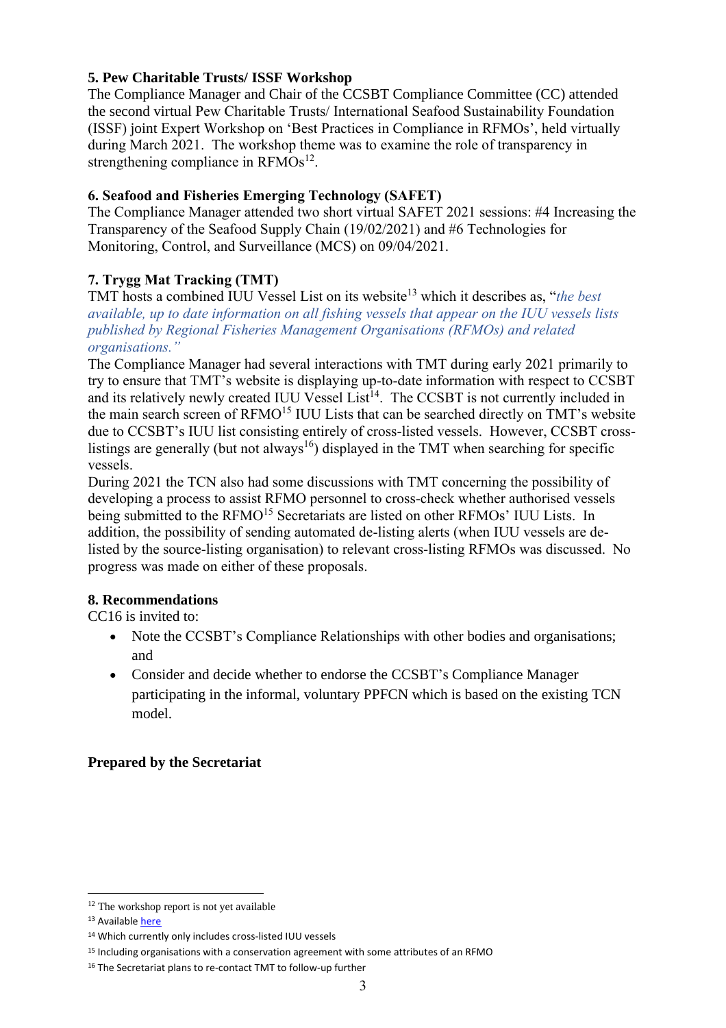**5. Pew Charitable Trusts/ ISSF Workshop**

The Compliance Manager and Chair of the CCSBT Compliance Committee (CC) attended the second virtual Pew Charitable Trusts/ International Seafood Sustainability Foundation (ISSF) joint Expert Workshop on 'Best Practices in Compliance in RFMOs', held virtually during March 2021. The workshop theme was to examine the role of transparency in strengthening compliance in RFMOs[12].

**6. Seafood and Fisheries Emerging Technology (SAFET)**

The Compliance Manager attended two short virtual SAFET 2021 sessions: #4 Increasing the Transparency of the Seafood Supply Chain (19/02/2021) and #6 Technologies for Monitoring, Control, and Surveillance (MCS) on 09/04/2021.

**7. Trygg Mat Tracking (TMT)**

TMT hosts a combined IUU Vessel List on its website[13] which it describes as, "*the best available, up to date information on all fishing vessels that appear on the IUU vessels lists published by Regional Fisheries Management Organisations (RFMOs) and related organisations.*"

The Compliance Manager had several interactions with TMT during early 2021 primarily to try to ensure that TMT's website is displaying up-to-date information with respect to CCSBT and its relatively newly created IUU Vessel List[14]. The CCSBT is not currently included in the main search screen of RFMO[15] IUU Lists that can be searched directly on TMT's website due to CCSBT's IUU list consisting entirely of cross-listed vessels. However, CCSBT cross-listings are generally (but not always[16]) displayed in the TMT when searching for specific vessels.

During 2021 the TCN also had some discussions with TMT concerning the possibility of developing a process to assist RFMO personnel to cross-check whether authorised vessels being submitted to the RFMO[15] Secretariats are listed on other RFMOs' IUU Lists. In addition, the possibility of sending automated de-listing alerts (when IUU vessels are de-listed by the source-listing organisation) to relevant cross-listing RFMOs was discussed. No progress was made on either of these proposals.

**8. Recommendations**

CC16 is invited to:

- Note the CCSBT's Compliance Relationships with other bodies and organisations; and
- Consider and decide whether to endorse the CCSBT's Compliance Manager participating in the informal, voluntary PPFCN which is based on the existing TCN model.

**Prepared by the Secretariat**

---

[12] The workshop report is not yet available

[13] Available here

[14] Which currently only includes cross-listed IUU vessels

[15] Including organisations with a conservation agreement with some attributes of an RFMO

[16] The Secretariat plans to re-contact TMT to follow-up further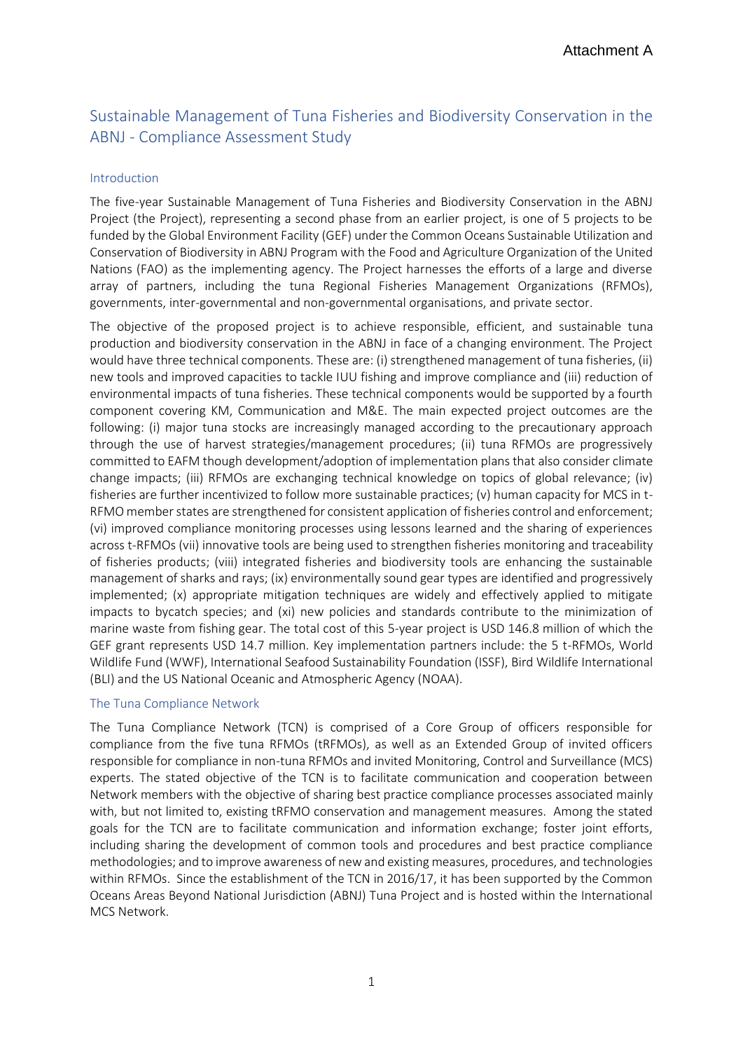Attachment A

# Sustainable Management of Tuna Fisheries and Biodiversity Conservation in the ABNJ - Compliance Assessment Study

## Introduction

The five-year Sustainable Management of Tuna Fisheries and Biodiversity Conservation in the ABNJ Project (the Project), representing a second phase from an earlier project, is one of 5 projects to be funded by the Global Environment Facility (GEF) under the Common Oceans Sustainable Utilization and Conservation of Biodiversity in ABNJ Program with the Food and Agriculture Organization of the United Nations (FAO) as the implementing agency. The Project harnesses the efforts of a large and diverse array of partners, including the tuna Regional Fisheries Management Organizations (RFMOs), governments, inter-governmental and non-governmental organisations, and private sector.

The objective of the proposed project is to achieve responsible, efficient, and sustainable tuna production and biodiversity conservation in the ABNJ in face of a changing environment. The Project would have three technical components. These are: (i) strengthened management of tuna fisheries, (ii) new tools and improved capacities to tackle IUU fishing and improve compliance and (iii) reduction of environmental impacts of tuna fisheries. These technical components would be supported by a fourth component covering KM, Communication and M&E. The main expected project outcomes are the following: (i) major tuna stocks are increasingly managed according to the precautionary approach through the use of harvest strategies/management procedures; (ii) tuna RFMOs are progressively committed to EAFM though development/adoption of implementation plans that also consider climate change impacts; (iii) RFMOs are exchanging technical knowledge on topics of global relevance; (iv) fisheries are further incentivized to follow more sustainable practices; (v) human capacity for MCS in t-RFMO member states are strengthened for consistent application of fisheries control and enforcement; (vi) improved compliance monitoring processes using lessons learned and the sharing of experiences across t-RFMOs (vii) innovative tools are being used to strengthen fisheries monitoring and traceability of fisheries products; (viii) integrated fisheries and biodiversity tools are enhancing the sustainable management of sharks and rays; (ix) environmentally sound gear types are identified and progressively implemented; (x) appropriate mitigation techniques are widely and effectively applied to mitigate impacts to bycatch species; and (xi) new policies and standards contribute to the minimization of marine waste from fishing gear. The total cost of this 5-year project is USD 146.8 million of which the GEF grant represents USD 14.7 million. Key implementation partners include: the 5 t-RFMOs, World Wildlife Fund (WWF), International Seafood Sustainability Foundation (ISSF), Bird Wildlife International (BLI) and the US National Oceanic and Atmospheric Agency (NOAA).

## The Tuna Compliance Network

The Tuna Compliance Network (TCN) is comprised of a Core Group of officers responsible for compliance from the five tuna RFMOs (tRFMOs), as well as an Extended Group of invited officers responsible for compliance in non-tuna RFMOs and invited Monitoring, Control and Surveillance (MCS) experts. The stated objective of the TCN is to facilitate communication and cooperation between Network members with the objective of sharing best practice compliance processes associated mainly with, but not limited to, existing tRFMO conservation and management measures. Among the stated goals for the TCN are to facilitate communication and information exchange; foster joint efforts, including sharing the development of common tools and procedures and best practice compliance methodologies; and to improve awareness of new and existing measures, procedures, and technologies within RFMOs. Since the establishment of the TCN in 2016/17, it has been supported by the Common Oceans Areas Beyond National Jurisdiction (ABNJ) Tuna Project and is hosted within the International MCS Network.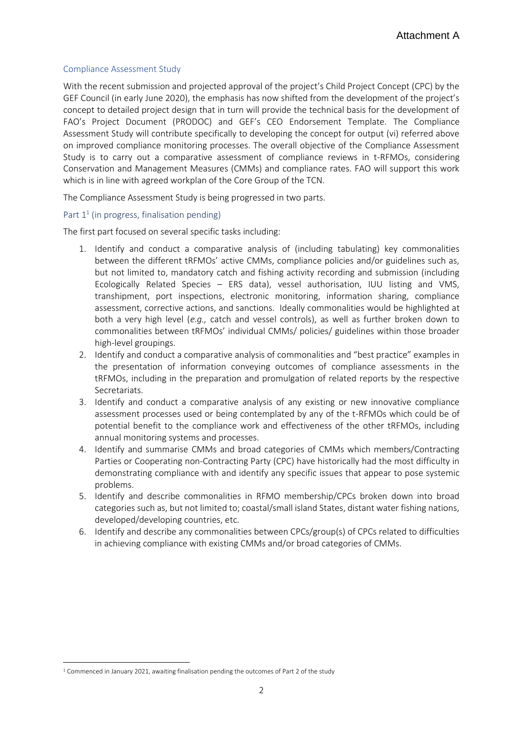Attachment A

## Compliance Assessment Study

With the recent submission and projected approval of the project's Child Project Concept (CPC) by the GEF Council (in early June 2020), the emphasis has now shifted from the development of the project's concept to detailed project design that in turn will provide the technical basis for the development of FAO's Project Document (PRODOC) and GEF's CEO Endorsement Template. The Compliance Assessment Study will contribute specifically to developing the concept for output (vi) referred above on improved compliance monitoring processes. The overall objective of the Compliance Assessment Study is to carry out a comparative assessment of compliance reviews in t-RFMOs, considering Conservation and Management Measures (CMMs) and compliance rates. FAO will support this work which is in line with agreed workplan of the Core Group of the TCN.

The Compliance Assessment Study is being progressed in two parts.

### Part 1[1] (in progress, finalisation pending)

The first part focused on several specific tasks including:

1. Identify and conduct a comparative analysis of (including tabulating) key commonalities between the different tRFMOs' active CMMs, compliance policies and/or guidelines such as, but not limited to, mandatory catch and fishing activity recording and submission (including Ecologically Related Species – ERS data), vessel authorisation, IUU listing and VMS, transhipment, port inspections, electronic monitoring, information sharing, compliance assessment, corrective actions, and sanctions. Ideally commonalities would be highlighted at both a very high level (*e.g.,* catch and vessel controls), as well as further broken down to commonalities between tRFMOs' individual CMMs/ policies/ guidelines within those broader high-level groupings.
2. Identify and conduct a comparative analysis of commonalities and "best practice" examples in the presentation of information conveying outcomes of compliance assessments in the tRFMOs, including in the preparation and promulgation of related reports by the respective Secretariats.
3. Identify and conduct a comparative analysis of any existing or new innovative compliance assessment processes used or being contemplated by any of the t-RFMOs which could be of potential benefit to the compliance work and effectiveness of the other tRFMOs, including annual monitoring systems and processes.
4. Identify and summarise CMMs and broad categories of CMMs which members/Contracting Parties or Cooperating non-Contracting Party (CPC) have historically had the most difficulty in demonstrating compliance with and identify any specific issues that appear to pose systemic problems.
5. Identify and describe commonalities in RFMO membership/CPCs broken down into broad categories such as, but not limited to; coastal/small island States, distant water fishing nations, developed/developing countries, etc.
6. Identify and describe any commonalities between CPCs/group(s) of CPCs related to difficulties in achieving compliance with existing CMMs and/or broad categories of CMMs.

[1] Commenced in January 2021, awaiting finalisation pending the outcomes of Part 2 of the study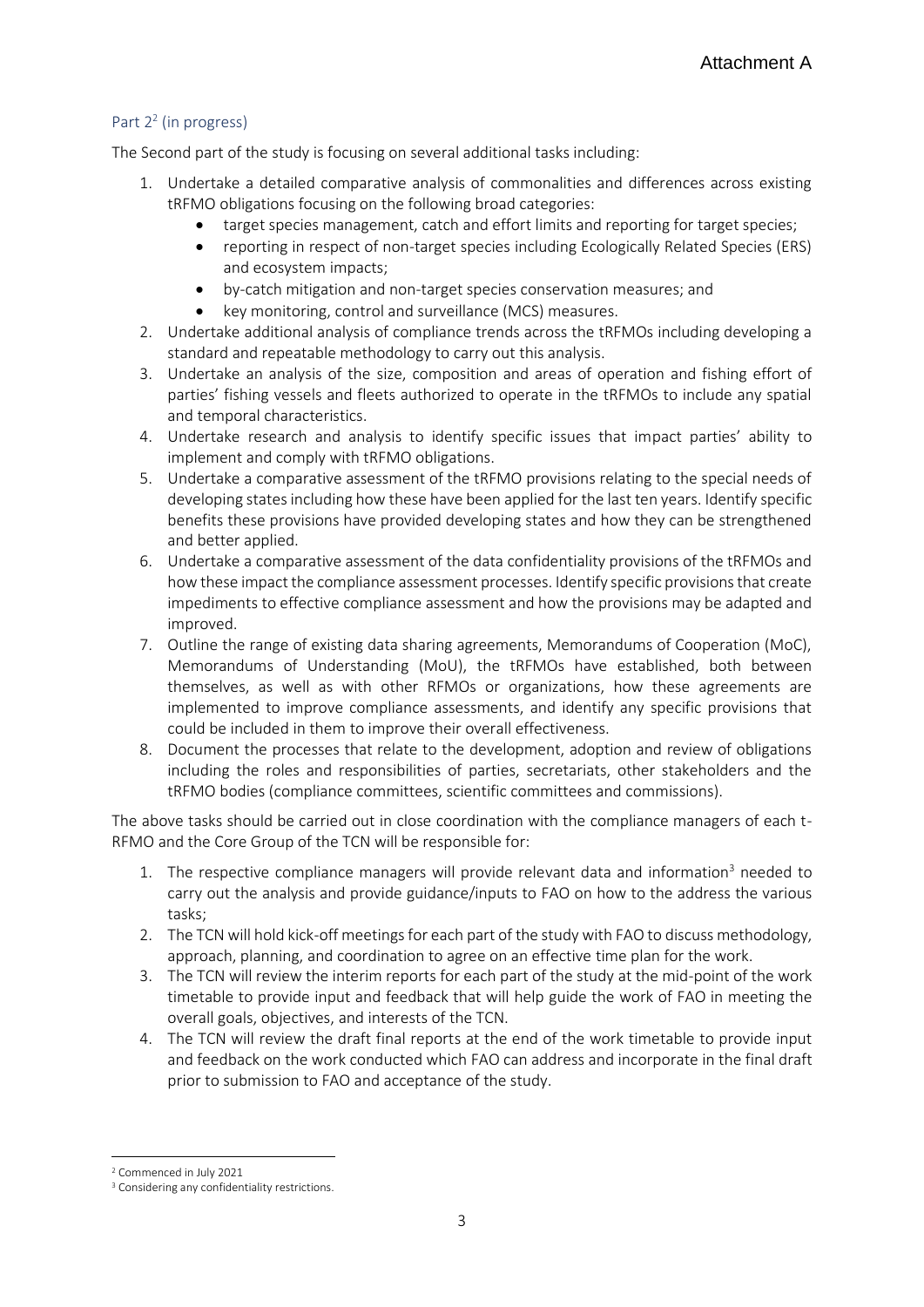Attachment A

### Part 2[2] (in progress)

The Second part of the study is focusing on several additional tasks including:

1. Undertake a detailed comparative analysis of commonalities and differences across existing tRFMO obligations focusing on the following broad categories:
    - target species management, catch and effort limits and reporting for target species;
    - reporting in respect of non-target species including Ecologically Related Species (ERS) and ecosystem impacts;
    - by-catch mitigation and non-target species conservation measures; and
    - key monitoring, control and surveillance (MCS) measures.
2. Undertake additional analysis of compliance trends across the tRFMOs including developing a standard and repeatable methodology to carry out this analysis.
3. Undertake an analysis of the size, composition and areas of operation and fishing effort of parties' fishing vessels and fleets authorized to operate in the tRFMOs to include any spatial and temporal characteristics.
4. Undertake research and analysis to identify specific issues that impact parties' ability to implement and comply with tRFMO obligations.
5. Undertake a comparative assessment of the tRFMO provisions relating to the special needs of developing states including how these have been applied for the last ten years. Identify specific benefits these provisions have provided developing states and how they can be strengthened and better applied.
6. Undertake a comparative assessment of the data confidentiality provisions of the tRFMOs and how these impact the compliance assessment processes. Identify specific provisions that create impediments to effective compliance assessment and how the provisions may be adapted and improved.
7. Outline the range of existing data sharing agreements, Memorandums of Cooperation (MoC), Memorandums of Understanding (MoU), the tRFMOs have established, both between themselves, as well as with other RFMOs or organizations, how these agreements are implemented to improve compliance assessments, and identify any specific provisions that could be included in them to improve their overall effectiveness.
8. Document the processes that relate to the development, adoption and review of obligations including the roles and responsibilities of parties, secretariats, other stakeholders and the tRFMO bodies (compliance committees, scientific committees and commissions).

The above tasks should be carried out in close coordination with the compliance managers of each t-RFMO and the Core Group of the TCN will be responsible for:

1. The respective compliance managers will provide relevant data and information[3] needed to carry out the analysis and provide guidance/inputs to FAO on how to the address the various tasks;
2. The TCN will hold kick-off meetings for each part of the study with FAO to discuss methodology, approach, planning, and coordination to agree on an effective time plan for the work.
3. The TCN will review the interim reports for each part of the study at the mid-point of the work timetable to provide input and feedback that will help guide the work of FAO in meeting the overall goals, objectives, and interests of the TCN.
4. The TCN will review the draft final reports at the end of the work timetable to provide input and feedback on the work conducted which FAO can address and incorporate in the final draft prior to submission to FAO and acceptance of the study.

---

[2] Commenced in July 2021

[3] Considering any confidentiality restrictions.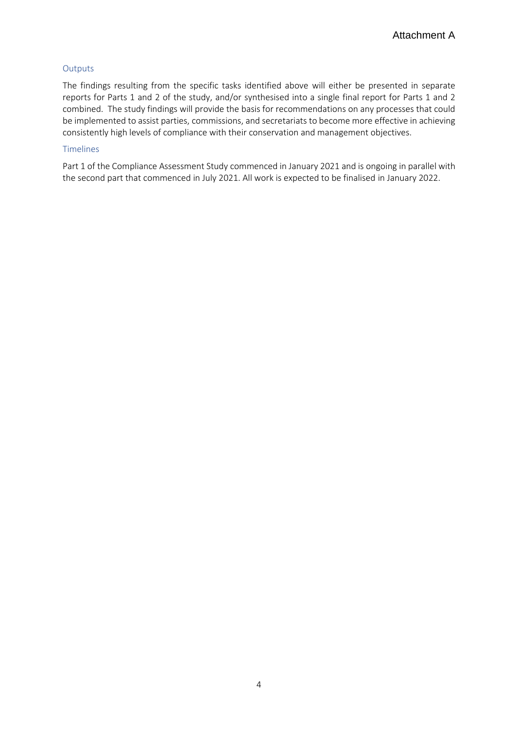Attachment A

### Outputs

The findings resulting from the specific tasks identified above will either be presented in separate reports for Parts 1 and 2 of the study, and/or synthesised into a single final report for Parts 1 and 2 combined. The study findings will provide the basis for recommendations on any processes that could be implemented to assist parties, commissions, and secretariats to become more effective in achieving consistently high levels of compliance with their conservation and management objectives.

### Timelines

Part 1 of the Compliance Assessment Study commenced in January 2021 and is ongoing in parallel with the second part that commenced in July 2021. All work is expected to be finalised in January 2022.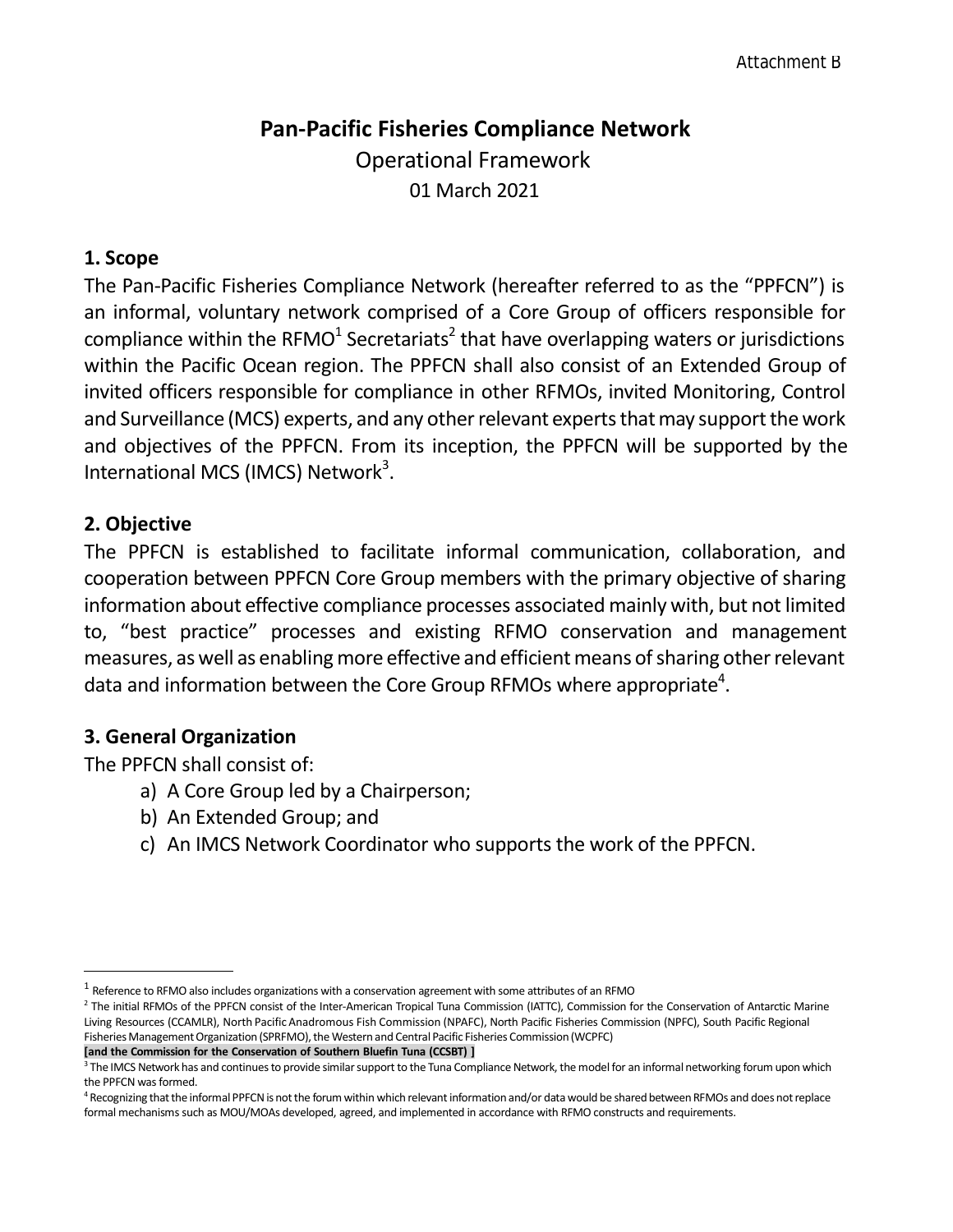Attachment B

# Pan-Pacific Fisheries Compliance Network

Operational Framework

01 March 2021

## 1. Scope

The Pan-Pacific Fisheries Compliance Network (hereafter referred to as the "PPFCN") is an informal, voluntary network comprised of a Core Group of officers responsible for compliance within the RFMO[1] Secretariats[2] that have overlapping waters or jurisdictions within the Pacific Ocean region. The PPFCN shall also consist of an Extended Group of invited officers responsible for compliance in other RFMOs, invited Monitoring, Control and Surveillance (MCS) experts, and any other relevant experts that may support the work and objectives of the PPFCN. From its inception, the PPFCN will be supported by the International MCS (IMCS) Network[3].

## 2. Objective

The PPFCN is established to facilitate informal communication, collaboration, and cooperation between PPFCN Core Group members with the primary objective of sharing information about effective compliance processes associated mainly with, but not limited to, "best practice" processes and existing RFMO conservation and management measures, as well as enabling more effective and efficient means of sharing other relevant data and information between the Core Group RFMOs where appropriate[4].

## 3. General Organization

The PPFCN shall consist of:

a) A Core Group led by a Chairperson;
b) An Extended Group; and
c) An IMCS Network Coordinator who supports the work of the PPFCN.

---

[1] Reference to RFMO also includes organizations with a conservation agreement with some attributes of an RFMO

[2] The initial RFMOs of the PPFCN consist of the Inter-American Tropical Tuna Commission (IATTC), Commission for the Conservation of Antarctic Marine Living Resources (CCAMLR), North Pacific Anadromous Fish Commission (NPAFC), North Pacific Fisheries Commission (NPFC), South Pacific Regional Fisheries Management Organization (SPRFMO), the Western and Central Pacific Fisheries Commission (WCPFC) **[and the Commission for the Conservation of Southern Bluefin Tuna (CCSBT) ]**

[3] The IMCS Network has and continues to provide similar support to the Tuna Compliance Network, the model for an informal networking forum upon which the PPFCN was formed.

[4] Recognizing that the informal PPFCN is not the forum within which relevant information and/or data would be shared between RFMOs and does not replace formal mechanisms such as MOU/MOAs developed, agreed, and implemented in accordance with RFMO constructs and requirements.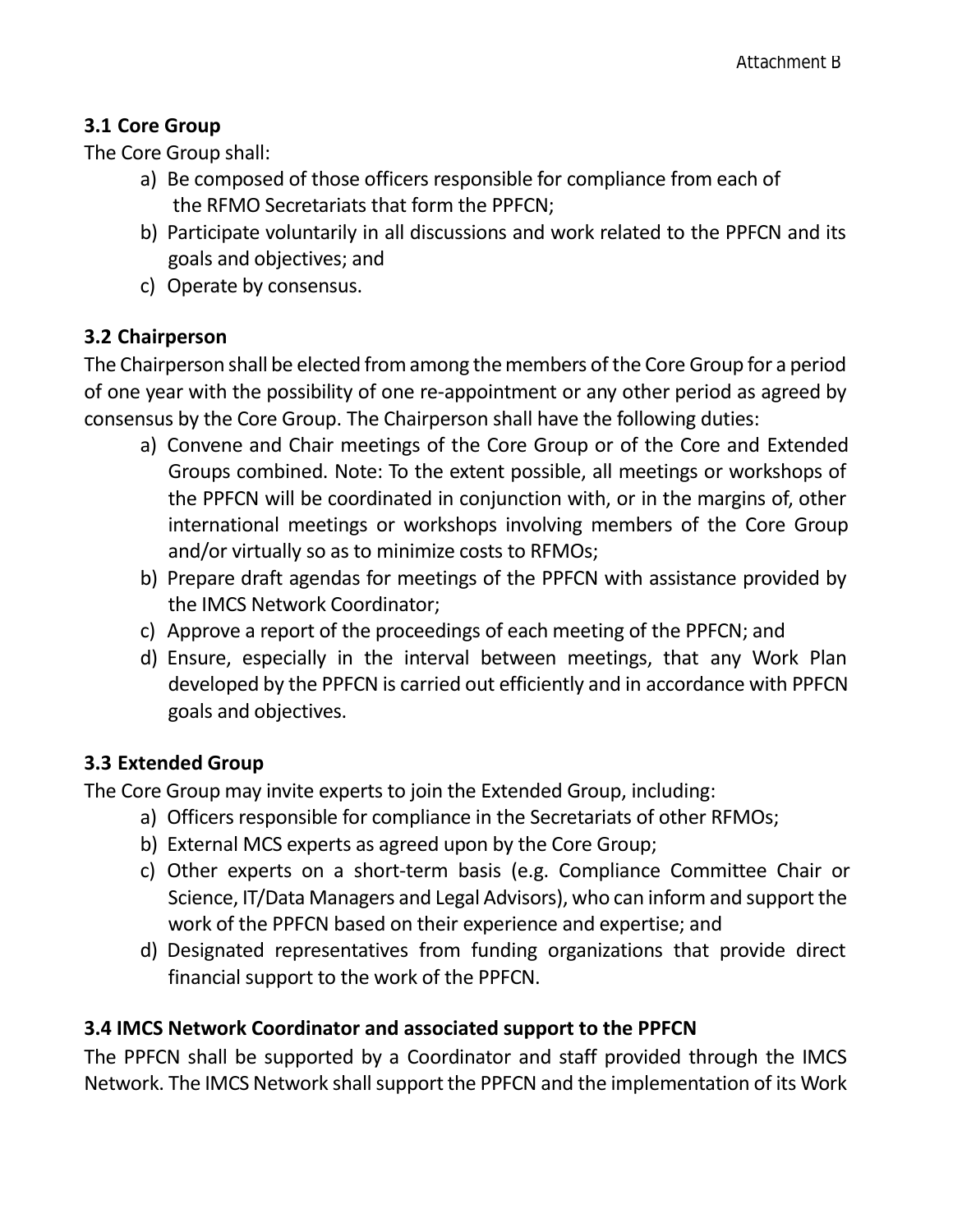### 3.1 Core Group

The Core Group shall:

a) Be composed of those officers responsible for compliance from each of the RFMO Secretariats that form the PPFCN;
b) Participate voluntarily in all discussions and work related to the PPFCN and its goals and objectives; and
c) Operate by consensus.

### 3.2 Chairperson

The Chairperson shall be elected from among the members of the Core Group for a period of one year with the possibility of one re-appointment or any other period as agreed by consensus by the Core Group. The Chairperson shall have the following duties:

a) Convene and Chair meetings of the Core Group or of the Core and Extended Groups combined. Note: To the extent possible, all meetings or workshops of the PPFCN will be coordinated in conjunction with, or in the margins of, other international meetings or workshops involving members of the Core Group and/or virtually so as to minimize costs to RFMOs;
b) Prepare draft agendas for meetings of the PPFCN with assistance provided by the IMCS Network Coordinator;
c) Approve a report of the proceedings of each meeting of the PPFCN; and
d) Ensure, especially in the interval between meetings, that any Work Plan developed by the PPFCN is carried out efficiently and in accordance with PPFCN goals and objectives.

### 3.3 Extended Group

The Core Group may invite experts to join the Extended Group, including:

a) Officers responsible for compliance in the Secretariats of other RFMOs;
b) External MCS experts as agreed upon by the Core Group;
c) Other experts on a short-term basis (e.g. Compliance Committee Chair or Science, IT/Data Managers and Legal Advisors), who can inform and support the work of the PPFCN based on their experience and expertise; and
d) Designated representatives from funding organizations that provide direct financial support to the work of the PPFCN.

### 3.4 IMCS Network Coordinator and associated support to the PPFCN

The PPFCN shall be supported by a Coordinator and staff provided through the IMCS Network. The IMCS Network shall support the PPFCN and the implementation of its Work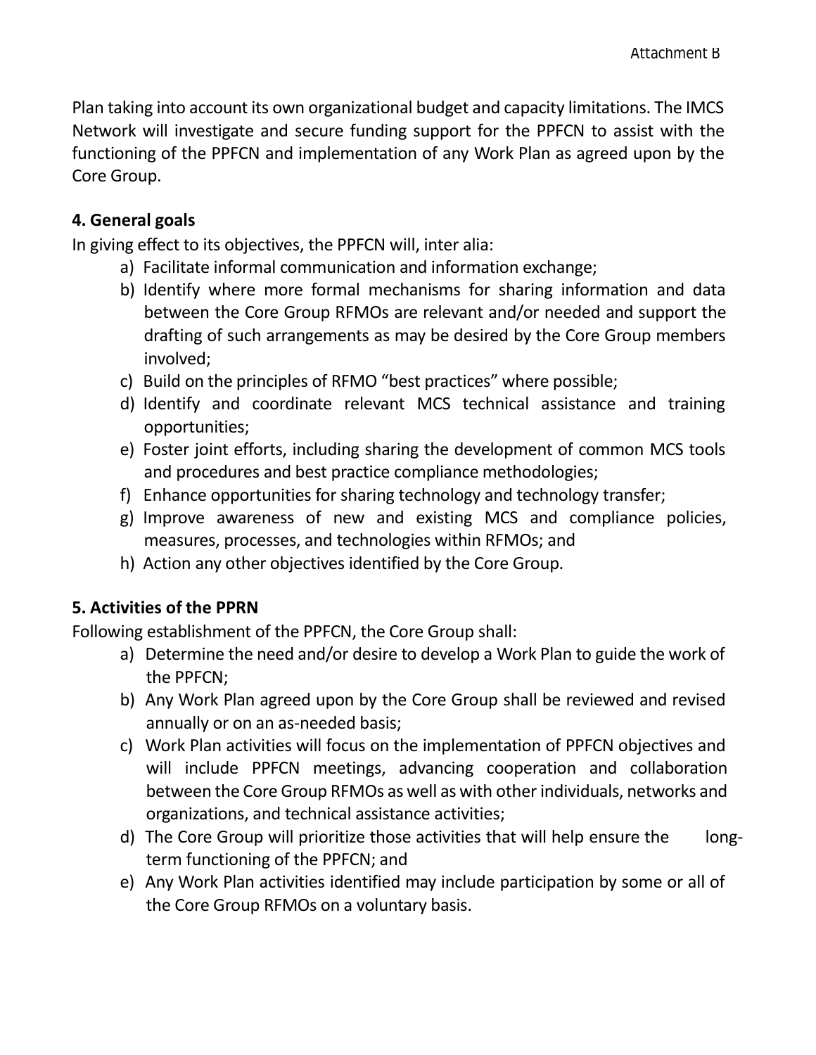Plan taking into account its own organizational budget and capacity limitations. The IMCS Network will investigate and secure funding support for the PPFCN to assist with the functioning of the PPFCN and implementation of any Work Plan as agreed upon by the Core Group.

**4. General goals**

In giving effect to its objectives, the PPFCN will, inter alia:

a) Facilitate informal communication and information exchange;
b) Identify where more formal mechanisms for sharing information and data between the Core Group RFMOs are relevant and/or needed and support the drafting of such arrangements as may be desired by the Core Group members involved;
c) Build on the principles of RFMO "best practices" where possible;
d) Identify and coordinate relevant MCS technical assistance and training opportunities;
e) Foster joint efforts, including sharing the development of common MCS tools and procedures and best practice compliance methodologies;
f) Enhance opportunities for sharing technology and technology transfer;
g) Improve awareness of new and existing MCS and compliance policies, measures, processes, and technologies within RFMOs; and
h) Action any other objectives identified by the Core Group.

**5. Activities of the PPRN**

Following establishment of the PPFCN, the Core Group shall:

a) Determine the need and/or desire to develop a Work Plan to guide the work of the PPFCN;
b) Any Work Plan agreed upon by the Core Group shall be reviewed and revised annually or on an as-needed basis;
c) Work Plan activities will focus on the implementation of PPFCN objectives and will include PPFCN meetings, advancing cooperation and collaboration between the Core Group RFMOs as well as with other individuals, networks and organizations, and technical assistance activities;
d) The Core Group will prioritize those activities that will help ensure the long-term functioning of the PPFCN; and
e) Any Work Plan activities identified may include participation by some or all of the Core Group RFMOs on a voluntary basis.